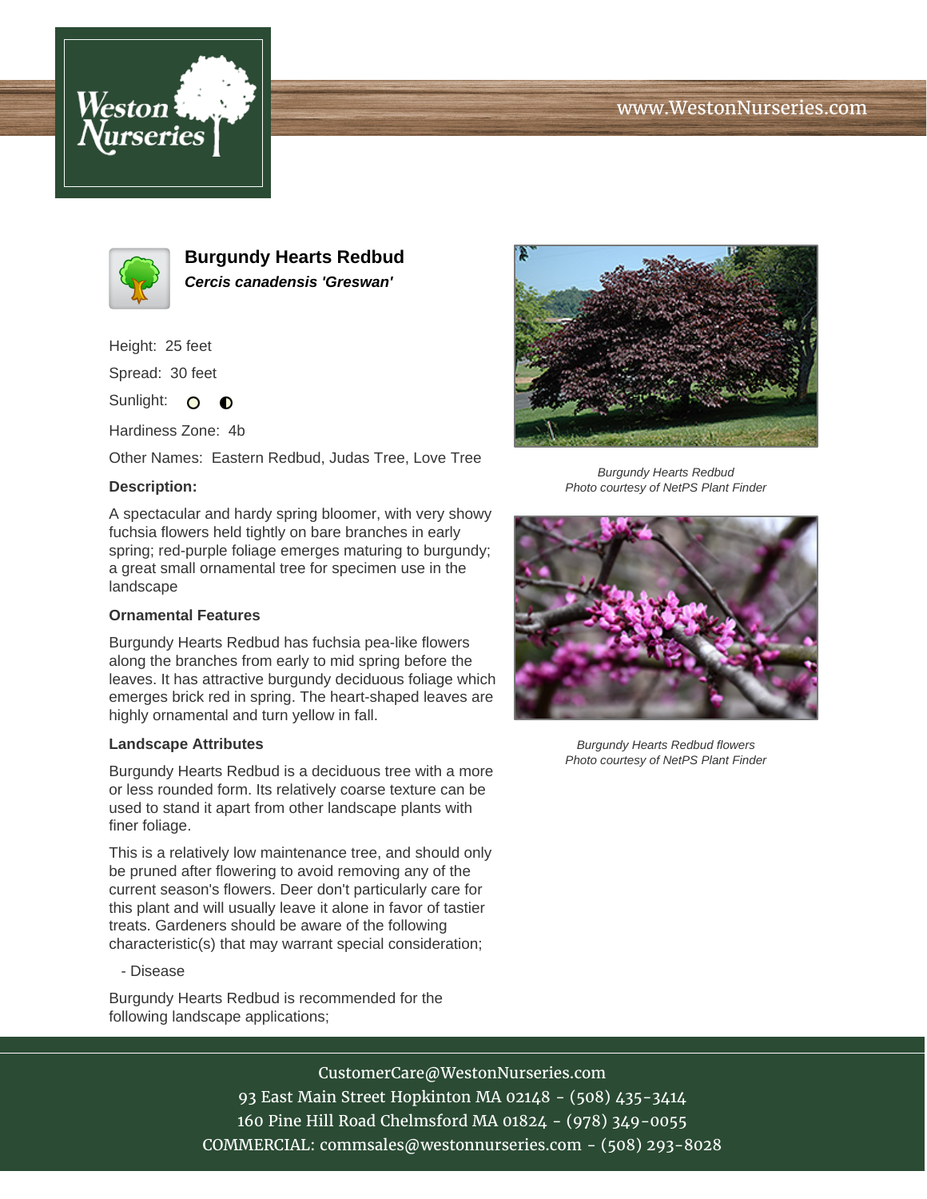# Burgundy Hearts Redbud

***Cercis canadensis 'Greswan'***

Height: 25 feet

Spread: 30 feet

Sunlight: ○ ◐

Hardiness Zone: 4b

Other Names: Eastern Redbud, Judas Tree, Love Tree

**Description:**

A spectacular and hardy spring bloomer, with very showy fuchsia flowers held tightly on bare branches in early spring; red-purple foliage emerges maturing to burgundy; a great small ornamental tree for specimen use in the landscape

### Ornamental Features

Burgundy Hearts Redbud has fuchsia pea-like flowers along the branches from early to mid spring before the leaves. It has attractive burgundy deciduous foliage which emerges brick red in spring. The heart-shaped leaves are highly ornamental and turn yellow in fall.

### Landscape Attributes

Burgundy Hearts Redbud is a deciduous tree with a more or less rounded form. Its relatively coarse texture can be used to stand it apart from other landscape plants with finer foliage.

This is a relatively low maintenance tree, and should only be pruned after flowering to avoid removing any of the current season's flowers. Deer don't particularly care for this plant and will usually leave it alone in favor of tastier treats. Gardeners should be aware of the following characteristic(s) that may warrant special consideration;

- Disease

Burgundy Hearts Redbud is recommended for the following landscape applications;

*Burgundy Hearts Redbud*
*Photo courtesy of NetPS Plant Finder*

*Burgundy Hearts Redbud flowers*
*Photo courtesy of NetPS Plant Finder*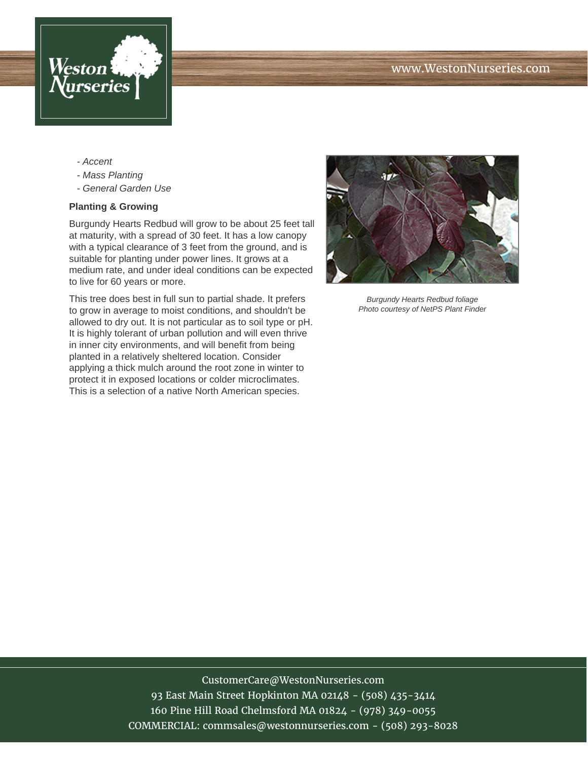- *Accent*
- *Mass Planting*
- *General Garden Use*

**Planting & Growing**

Burgundy Hearts Redbud will grow to be about 25 feet tall at maturity, with a spread of 30 feet. It has a low canopy with a typical clearance of 3 feet from the ground, and is suitable for planting under power lines. It grows at a medium rate, and under ideal conditions can be expected to live for 60 years or more.

This tree does best in full sun to partial shade. It prefers to grow in average to moist conditions, and shouldn't be allowed to dry out. It is not particular as to soil type or pH. It is highly tolerant of urban pollution and will even thrive in inner city environments, and will benefit from being planted in a relatively sheltered location. Consider applying a thick mulch around the root zone in winter to protect it in exposed locations or colder microclimates. This is a selection of a native North American species.

*Burgundy Hearts Redbud foliage*
*Photo courtesy of NetPS Plant Finder*